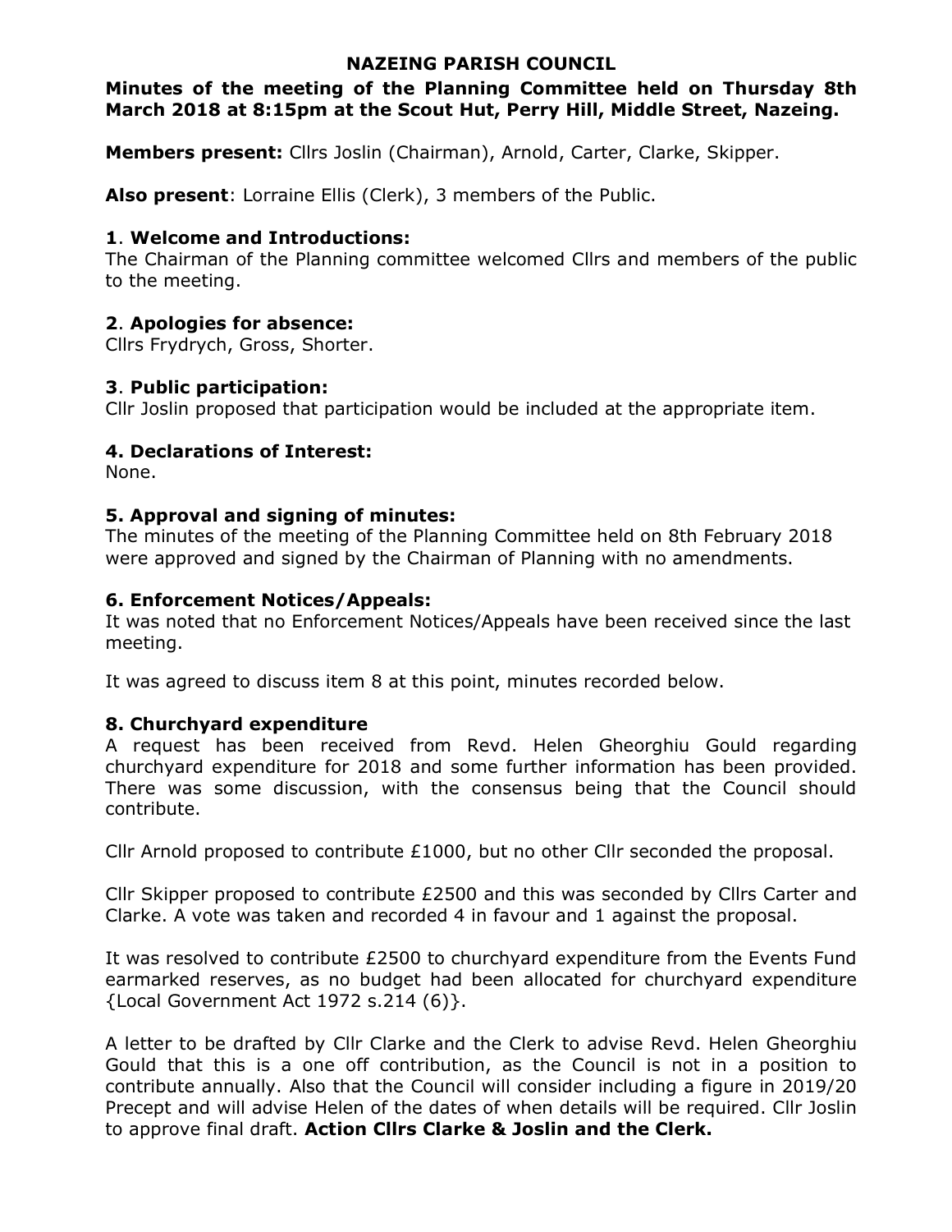# NAZEING PARISH COUNCIL

**Minutes of the meeting of the Planning Committee held on Thursday 8th March 2018 at 8:15pm at the Scout Hut, Perry Hill, Middle Street, Nazeing.**

**Members present:** Cllrs Joslin (Chairman), Arnold, Carter, Clarke, Skipper.

**Also present**: Lorraine Ellis (Clerk), 3 members of the Public.

### 1. Welcome and Introductions:

The Chairman of the Planning committee welcomed Cllrs and members of the public to the meeting.

### 2. Apologies for absence:

Cllrs Frydrych, Gross, Shorter.

### 3. Public participation:

Cllr Joslin proposed that participation would be included at the appropriate item.

### 4. Declarations of Interest:

None.

### 5. Approval and signing of minutes:

The minutes of the meeting of the Planning Committee held on 8th February 2018 were approved and signed by the Chairman of Planning with no amendments.

### 6. Enforcement Notices/Appeals:

It was noted that no Enforcement Notices/Appeals have been received since the last meeting.

It was agreed to discuss item 8 at this point, minutes recorded below.

### 8. Churchyard expenditure

A request has been received from Revd. Helen Gheorghiu Gould regarding churchyard expenditure for 2018 and some further information has been provided. There was some discussion, with the consensus being that the Council should contribute.

Cllr Arnold proposed to contribute £1000, but no other Cllr seconded the proposal.

Cllr Skipper proposed to contribute £2500 and this was seconded by Cllrs Carter and Clarke. A vote was taken and recorded 4 in favour and 1 against the proposal.

It was resolved to contribute £2500 to churchyard expenditure from the Events Fund earmarked reserves, as no budget had been allocated for churchyard expenditure {Local Government Act 1972 s.214 (6)}.

A letter to be drafted by Cllr Clarke and the Clerk to advise Revd. Helen Gheorghiu Gould that this is a one off contribution, as the Council is not in a position to contribute annually. Also that the Council will consider including a figure in 2019/20 Precept and will advise Helen of the dates of when details will be required. Cllr Joslin to approve final draft. **Action Cllrs Clarke & Joslin and the Clerk.**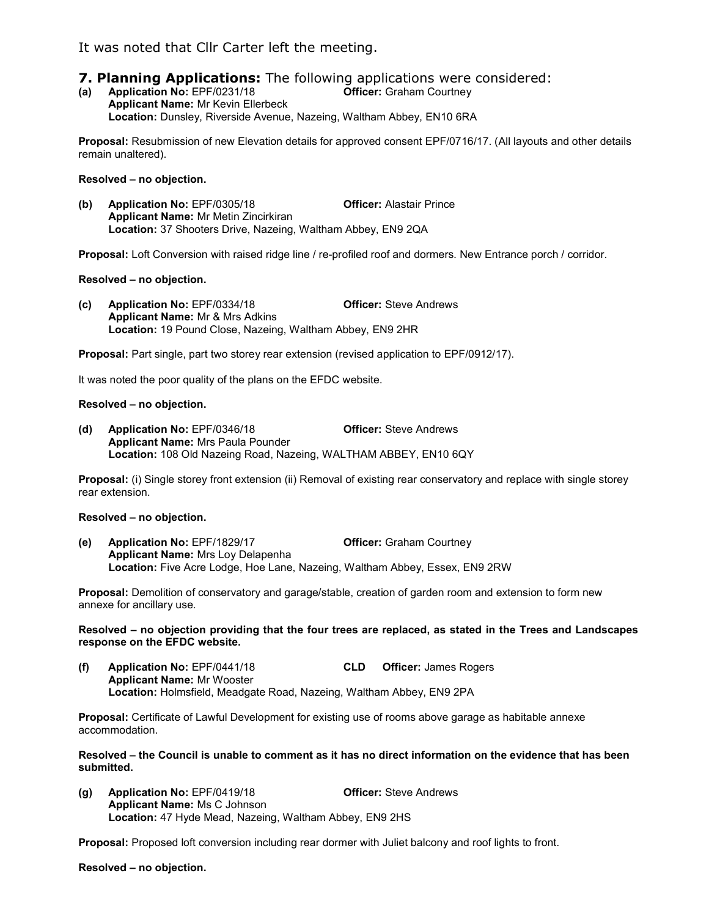It was noted that Cllr Carter left the meeting.

## 7. Planning Applications: The following applications were considered:

**(a) Application No:** EPF/0231/18 **Officer:** Graham Courtney
**Applicant Name:** Mr Kevin Ellerbeck
**Location:** Dunsley, Riverside Avenue, Nazeing, Waltham Abbey, EN10 6RA

**Proposal:** Resubmission of new Elevation details for approved consent EPF/0716/17. (All layouts and other details remain unaltered).

**Resolved – no objection.**

**(b) Application No:** EPF/0305/18 **Officer:** Alastair Prince
**Applicant Name:** Mr Metin Zincirkiran
**Location:** 37 Shooters Drive, Nazeing, Waltham Abbey, EN9 2QA

**Proposal:** Loft Conversion with raised ridge line / re-profiled roof and dormers. New Entrance porch / corridor.

**Resolved – no objection.**

**(c) Application No:** EPF/0334/18 **Officer:** Steve Andrews
**Applicant Name:** Mr & Mrs Adkins
**Location:** 19 Pound Close, Nazeing, Waltham Abbey, EN9 2HR

**Proposal:** Part single, part two storey rear extension (revised application to EPF/0912/17).

It was noted the poor quality of the plans on the EFDC website.

**Resolved – no objection.**

**(d) Application No:** EPF/0346/18 **Officer:** Steve Andrews
**Applicant Name:** Mrs Paula Pounder
**Location:** 108 Old Nazeing Road, Nazeing, WALTHAM ABBEY, EN10 6QY

**Proposal:** (i) Single storey front extension (ii) Removal of existing rear conservatory and replace with single storey rear extension.

**Resolved – no objection.**

**(e) Application No:** EPF/1829/17 **Officer:** Graham Courtney
**Applicant Name:** Mrs Loy Delapenha
**Location:** Five Acre Lodge, Hoe Lane, Nazeing, Waltham Abbey, Essex, EN9 2RW

**Proposal:** Demolition of conservatory and garage/stable, creation of garden room and extension to form new annexe for ancillary use.

**Resolved – no objection providing that the four trees are replaced, as stated in the Trees and Landscapes response on the EFDC website.**

**(f) Application No:** EPF/0441/18 **CLD** **Officer:** James Rogers
**Applicant Name:** Mr Wooster
**Location:** Holmsfield, Meadgate Road, Nazeing, Waltham Abbey, EN9 2PA

**Proposal:** Certificate of Lawful Development for existing use of rooms above garage as habitable annexe accommodation.

**Resolved – the Council is unable to comment as it has no direct information on the evidence that has been submitted.**

**(g) Application No:** EPF/0419/18 **Officer:** Steve Andrews
**Applicant Name:** Ms C Johnson
**Location:** 47 Hyde Mead, Nazeing, Waltham Abbey, EN9 2HS

**Proposal:** Proposed loft conversion including rear dormer with Juliet balcony and roof lights to front.

**Resolved – no objection.**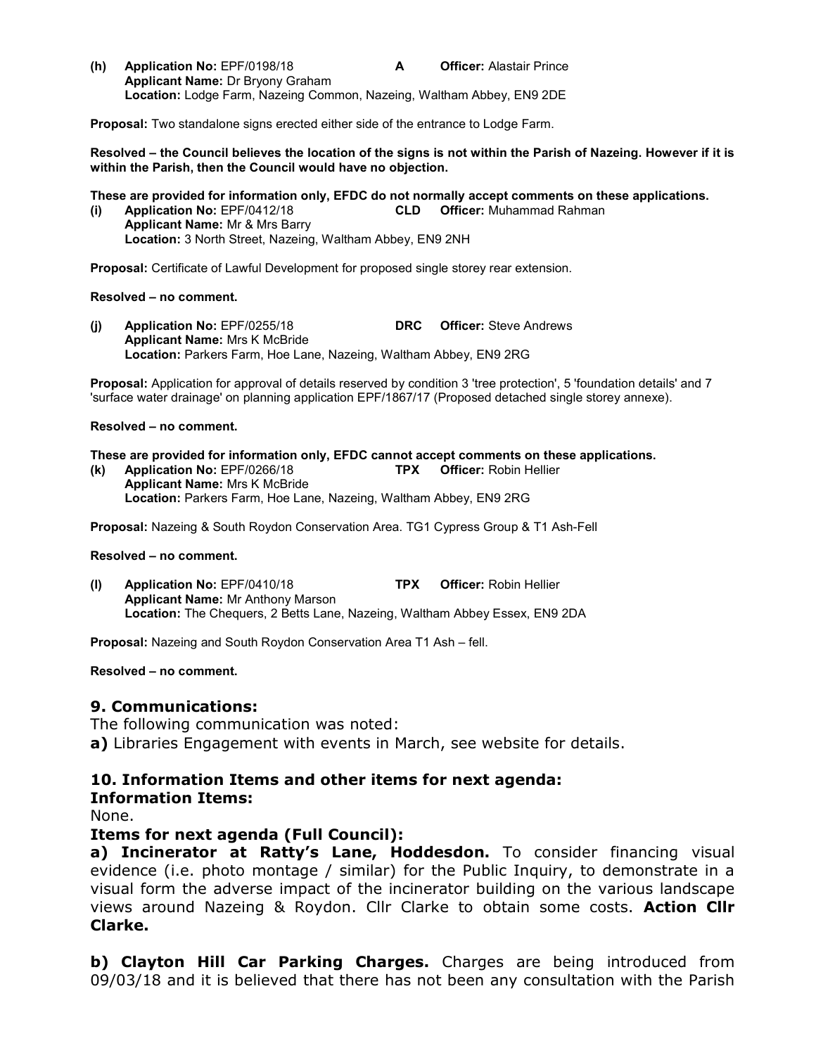**(h) Application No:** EPF/0198/18 **A** **Officer:** Alastair Prince
**Applicant Name:** Dr Bryony Graham
**Location:** Lodge Farm, Nazeing Common, Nazeing, Waltham Abbey, EN9 2DE

**Proposal:** Two standalone signs erected either side of the entrance to Lodge Farm.

**Resolved – the Council believes the location of the signs is not within the Parish of Nazeing. However if it is within the Parish, then the Council would have no objection.**

**These are provided for information only, EFDC do not normally accept comments on these applications.**

**(i) Application No:** EPF/0412/18 **CLD** **Officer:** Muhammad Rahman
**Applicant Name:** Mr & Mrs Barry
**Location:** 3 North Street, Nazeing, Waltham Abbey, EN9 2NH

**Proposal:** Certificate of Lawful Development for proposed single storey rear extension.

**Resolved – no comment.**

**(j) Application No:** EPF/0255/18 **DRC** **Officer:** Steve Andrews
**Applicant Name:** Mrs K McBride
**Location:** Parkers Farm, Hoe Lane, Nazeing, Waltham Abbey, EN9 2RG

**Proposal:** Application for approval of details reserved by condition 3 'tree protection', 5 'foundation details' and 7 'surface water drainage' on planning application EPF/1867/17 (Proposed detached single storey annexe).

**Resolved – no comment.**

**These are provided for information only, EFDC cannot accept comments on these applications.**

**(k) Application No:** EPF/0266/18 **TPX** **Officer:** Robin Hellier
**Applicant Name:** Mrs K McBride
**Location:** Parkers Farm, Hoe Lane, Nazeing, Waltham Abbey, EN9 2RG

**Proposal:** Nazeing & South Roydon Conservation Area. TG1 Cypress Group & T1 Ash-Fell

**Resolved – no comment.**

**(l) Application No:** EPF/0410/18 **TPX** **Officer:** Robin Hellier
**Applicant Name:** Mr Anthony Marson
**Location:** The Chequers, 2 Betts Lane, Nazeing, Waltham Abbey Essex, EN9 2DA

**Proposal:** Nazeing and South Roydon Conservation Area T1 Ash – fell.

**Resolved – no comment.**

## 9. Communications:

The following communication was noted:

**a)** Libraries Engagement with events in March, see website for details.

## 10. Information Items and other items for next agenda:

### Information Items:

None.

### Items for next agenda (Full Council):

**a) Incinerator at Ratty's Lane, Hoddesdon.** To consider financing visual evidence (i.e. photo montage / similar) for the Public Inquiry, to demonstrate in a visual form the adverse impact of the incinerator building on the various landscape views around Nazeing & Roydon. Cllr Clarke to obtain some costs. **Action Cllr Clarke.**

**b) Clayton Hill Car Parking Charges.** Charges are being introduced from 09/03/18 and it is believed that there has not been any consultation with the Parish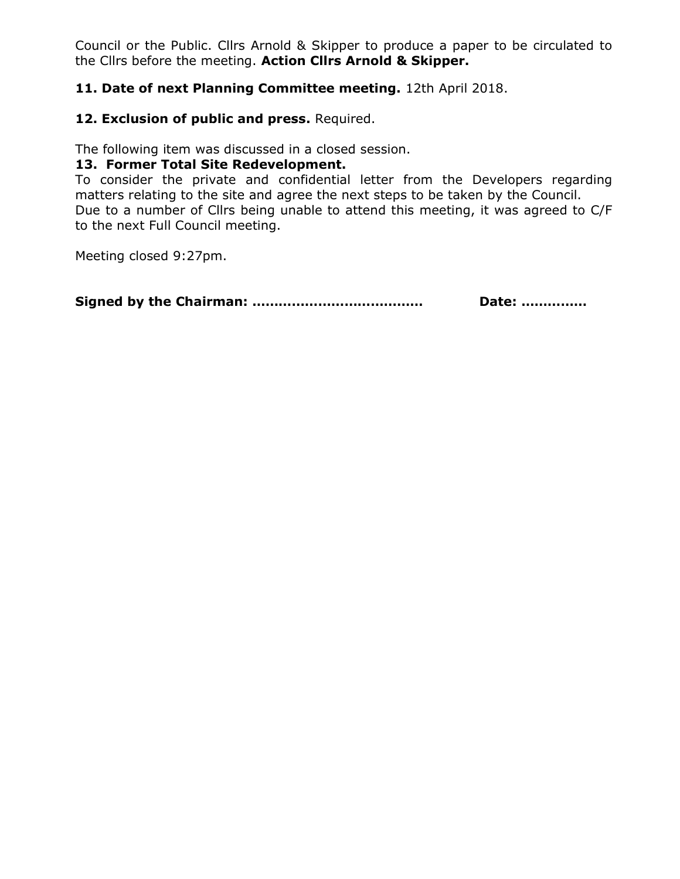Council or the Public. Cllrs Arnold & Skipper to produce a paper to be circulated to the Cllrs before the meeting. **Action Cllrs Arnold & Skipper.**

**11. Date of next Planning Committee meeting.** 12th April 2018.

**12. Exclusion of public and press.** Required.

The following item was discussed in a closed session.

**13. Former Total Site Redevelopment.**

To consider the private and confidential letter from the Developers regarding matters relating to the site and agree the next steps to be taken by the Council. Due to a number of Cllrs being unable to attend this meeting, it was agreed to C/F to the next Full Council meeting.

Meeting closed 9:27pm.

**Signed by the Chairman: .................................... Date: ..............**